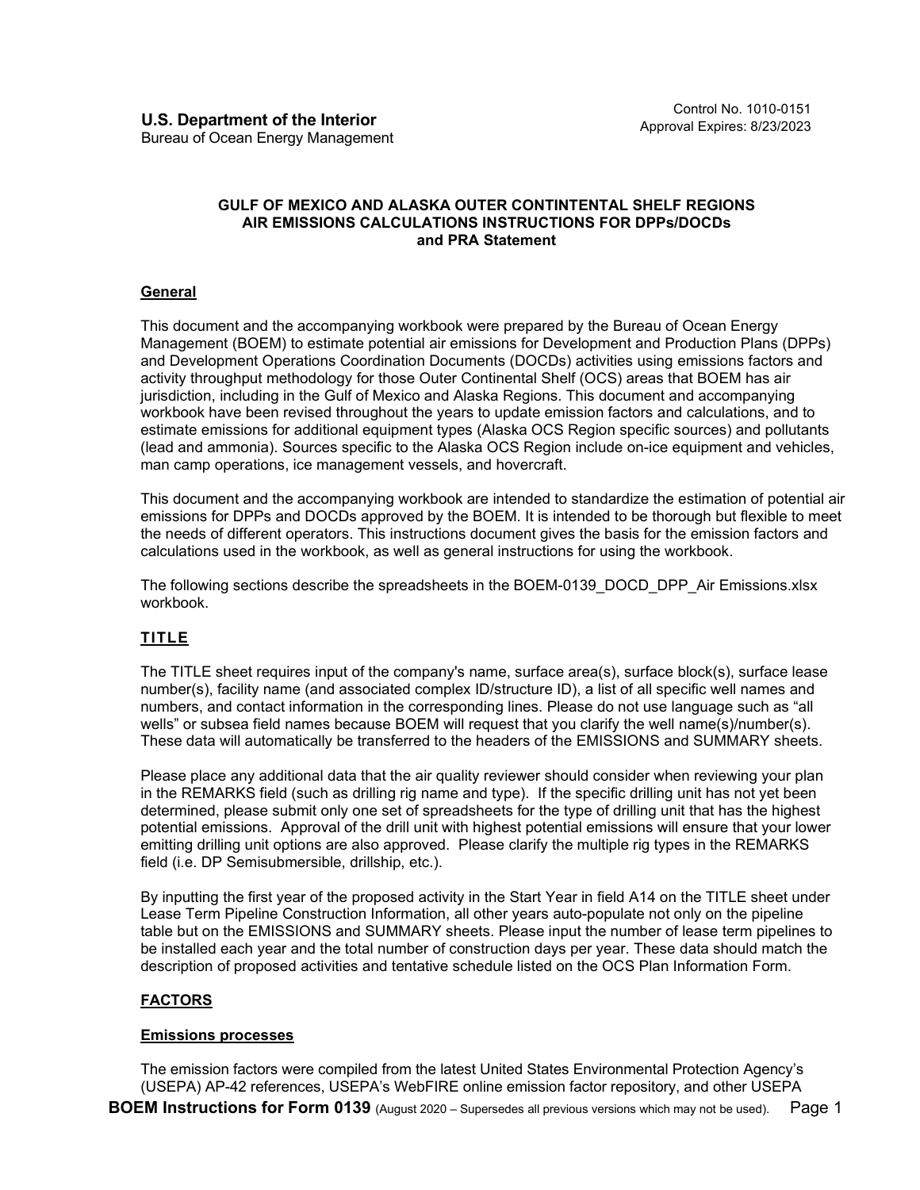**U.S. Department of the Interior**
Bureau of Ocean Energy Management

Control No. 1010-0151
Approval Expires: 8/23/2023

**GULF OF MEXICO AND ALASKA OUTER CONTINTENTAL SHELF REGIONS
AIR EMISSIONS CALCULATIONS INSTRUCTIONS FOR DPPs/DOCDs
and PRA Statement**

## General

This document and the accompanying workbook were prepared by the Bureau of Ocean Energy Management (BOEM) to estimate potential air emissions for Development and Production Plans (DPPs) and Development Operations Coordination Documents (DOCDs) activities using emissions factors and activity throughput methodology for those Outer Continental Shelf (OCS) areas that BOEM has air jurisdiction, including in the Gulf of Mexico and Alaska Regions. This document and accompanying workbook have been revised throughout the years to update emission factors and calculations, and to estimate emissions for additional equipment types (Alaska OCS Region specific sources) and pollutants (lead and ammonia). Sources specific to the Alaska OCS Region include on-ice equipment and vehicles, man camp operations, ice management vessels, and hovercraft.

This document and the accompanying workbook are intended to standardize the estimation of potential air emissions for DPPs and DOCDs approved by the BOEM. It is intended to be thorough but flexible to meet the needs of different operators. This instructions document gives the basis for the emission factors and calculations used in the workbook, as well as general instructions for using the workbook.

The following sections describe the spreadsheets in the BOEM-0139_DOCD_DPP_Air Emissions.xlsx workbook.

## TITLE

The TITLE sheet requires input of the company's name, surface area(s), surface block(s), surface lease number(s), facility name (and associated complex ID/structure ID), a list of all specific well names and numbers, and contact information in the corresponding lines. Please do not use language such as "all wells" or subsea field names because BOEM will request that you clarify the well name(s)/number(s). These data will automatically be transferred to the headers of the EMISSIONS and SUMMARY sheets.

Please place any additional data that the air quality reviewer should consider when reviewing your plan in the REMARKS field (such as drilling rig name and type). If the specific drilling unit has not yet been determined, please submit only one set of spreadsheets for the type of drilling unit that has the highest potential emissions. Approval of the drill unit with highest potential emissions will ensure that your lower emitting drilling unit options are also approved. Please clarify the multiple rig types in the REMARKS field (i.e. DP Semisubmersible, drillship, etc.).

By inputting the first year of the proposed activity in the Start Year in field A14 on the TITLE sheet under Lease Term Pipeline Construction Information, all other years auto-populate not only on the pipeline table but on the EMISSIONS and SUMMARY sheets. Please input the number of lease term pipelines to be installed each year and the total number of construction days per year. These data should match the description of proposed activities and tentative schedule listed on the OCS Plan Information Form.

## FACTORS

### Emissions processes

The emission factors were compiled from the latest United States Environmental Protection Agency's (USEPA) AP-42 references, USEPA's WebFIRE online emission factor repository, and other USEPA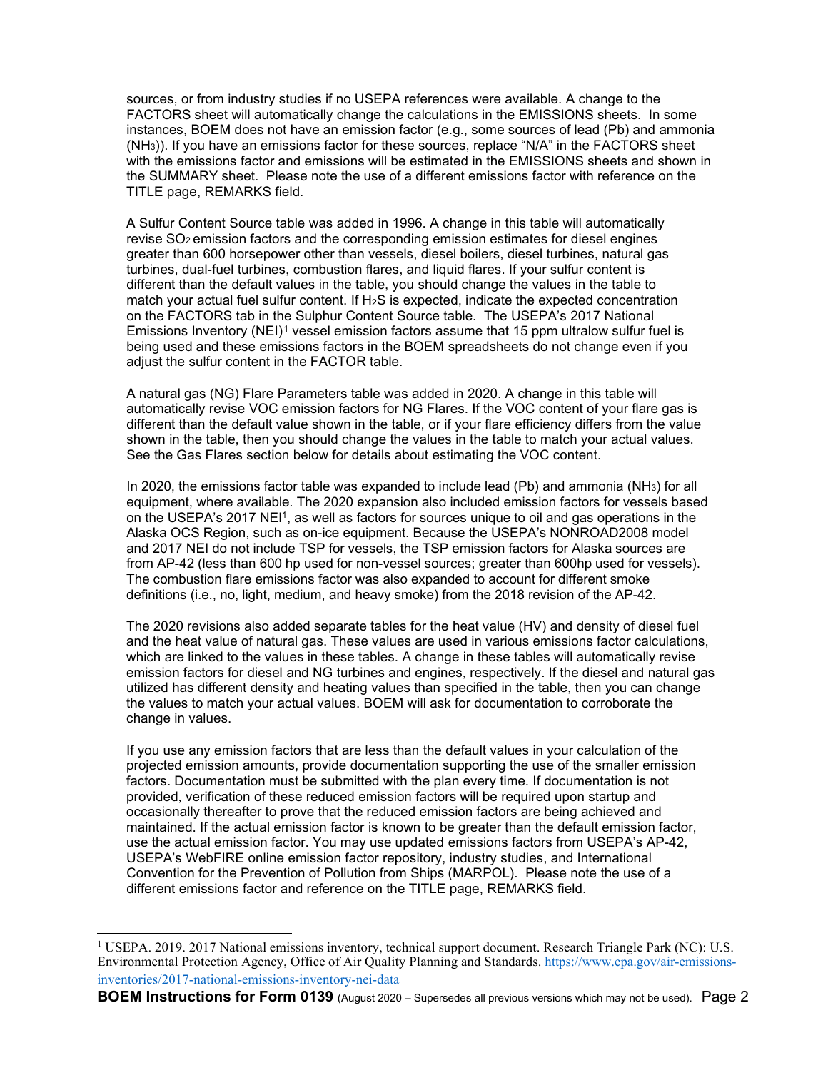sources, or from industry studies if no USEPA references were available. A change to the FACTORS sheet will automatically change the calculations in the EMISSIONS sheets. In some instances, BOEM does not have an emission factor (e.g., some sources of lead (Pb) and ammonia ($NH_3$)). If you have an emissions factor for these sources, replace "N/A" in the FACTORS sheet with the emissions factor and emissions will be estimated in the EMISSIONS sheets and shown in the SUMMARY sheet. Please note the use of a different emissions factor with reference on the TITLE page, REMARKS field.

A Sulfur Content Source table was added in 1996. A change in this table will automatically revise $SO_2$ emission factors and the corresponding emission estimates for diesel engines greater than 600 horsepower other than vessels, diesel boilers, diesel turbines, natural gas turbines, dual-fuel turbines, combustion flares, and liquid flares. If your sulfur content is different than the default values in the table, you should change the values in the table to match your actual fuel sulfur content. If $H_2S$ is expected, indicate the expected concentration on the FACTORS tab in the Sulphur Content Source table. The USEPA's 2017 National Emissions Inventory (NEI)[1] vessel emission factors assume that 15 ppm ultralow sulfur fuel is being used and these emissions factors in the BOEM spreadsheets do not change even if you adjust the sulfur content in the FACTOR table.

A natural gas (NG) Flare Parameters table was added in 2020. A change in this table will automatically revise VOC emission factors for NG Flares. If the VOC content of your flare gas is different than the default value shown in the table, or if your flare efficiency differs from the value shown in the table, then you should change the values in the table to match your actual values. See the Gas Flares section below for details about estimating the VOC content.

In 2020, the emissions factor table was expanded to include lead (Pb) and ammonia ($NH_3$) for all equipment, where available. The 2020 expansion also included emission factors for vessels based on the USEPA's 2017 NEI[1], as well as factors for sources unique to oil and gas operations in the Alaska OCS Region, such as on-ice equipment. Because the USEPA's NONROAD2008 model and 2017 NEI do not include TSP for vessels, the TSP emission factors for Alaska sources are from AP-42 (less than 600 hp used for non-vessel sources; greater than 600hp used for vessels). The combustion flare emissions factor was also expanded to account for different smoke definitions (i.e., no, light, medium, and heavy smoke) from the 2018 revision of the AP-42.

The 2020 revisions also added separate tables for the heat value (HV) and density of diesel fuel and the heat value of natural gas. These values are used in various emissions factor calculations, which are linked to the values in these tables. A change in these tables will automatically revise emission factors for diesel and NG turbines and engines, respectively. If the diesel and natural gas utilized has different density and heating values than specified in the table, then you can change the values to match your actual values. BOEM will ask for documentation to corroborate the change in values.

If you use any emission factors that are less than the default values in your calculation of the projected emission amounts, provide documentation supporting the use of the smaller emission factors. Documentation must be submitted with the plan every time. If documentation is not provided, verification of these reduced emission factors will be required upon startup and occasionally thereafter to prove that the reduced emission factors are being achieved and maintained. If the actual emission factor is known to be greater than the default emission factor, use the actual emission factor. You may use updated emissions factors from USEPA's AP-42, USEPA's WebFIRE online emission factor repository, industry studies, and International Convention for the Prevention of Pollution from Ships (MARPOL). Please note the use of a different emissions factor and reference on the TITLE page, REMARKS field.

---

[1] USEPA. 2019. 2017 National emissions inventory, technical support document. Research Triangle Park (NC): U.S. Environmental Protection Agency, Office of Air Quality Planning and Standards. https://www.epa.gov/air-emissions-inventories/2017-national-emissions-inventory-nei-data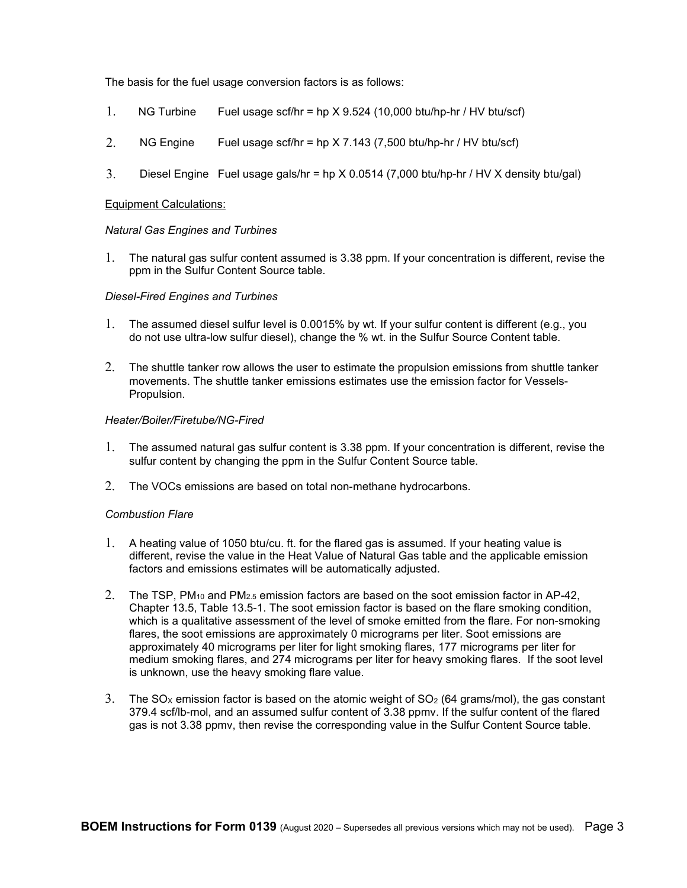The basis for the fuel usage conversion factors is as follows:

1. NG Turbine Fuel usage scf/hr = hp X 9.524 (10,000 btu/hp-hr / HV btu/scf)
2. NG Engine Fuel usage scf/hr = hp X 7.143 (7,500 btu/hp-hr / HV btu/scf)
3. Diesel Engine Fuel usage gals/hr = hp X 0.0514 (7,000 btu/hp-hr / HV X density btu/gal)

<u>Equipment Calculations:</u>

*Natural Gas Engines and Turbines*

1. The natural gas sulfur content assumed is 3.38 ppm. If your concentration is different, revise the ppm in the Sulfur Content Source table.

*Diesel-Fired Engines and Turbines*

1. The assumed diesel sulfur level is 0.0015% by wt. If your sulfur content is different (e.g., you do not use ultra-low sulfur diesel), change the % wt. in the Sulfur Source Content table.
2. The shuttle tanker row allows the user to estimate the propulsion emissions from shuttle tanker movements. The shuttle tanker emissions estimates use the emission factor for Vessels-Propulsion.

*Heater/Boiler/Firetube/NG-Fired*

1. The assumed natural gas sulfur content is 3.38 ppm. If your concentration is different, revise the sulfur content by changing the ppm in the Sulfur Content Source table.
2. The VOCs emissions are based on total non-methane hydrocarbons.

*Combustion Flare*

1. A heating value of 1050 btu/cu. ft. for the flared gas is assumed. If your heating value is different, revise the value in the Heat Value of Natural Gas table and the applicable emission factors and emissions estimates will be automatically adjusted.
2. The TSP, $PM_{10}$ and $PM_{2.5}$ emission factors are based on the soot emission factor in AP-42, Chapter 13.5, Table 13.5-1. The soot emission factor is based on the flare smoking condition, which is a qualitative assessment of the level of smoke emitted from the flare. For non-smoking flares, the soot emissions are approximately 0 micrograms per liter. Soot emissions are approximately 40 micrograms per liter for light smoking flares, 177 micrograms per liter for medium smoking flares, and 274 micrograms per liter for heavy smoking flares. If the soot level is unknown, use the heavy smoking flare value.
3. The $SO_X$ emission factor is based on the atomic weight of $SO_2$ (64 grams/mol), the gas constant 379.4 scf/lb-mol, and an assumed sulfur content of 3.38 ppmv. If the sulfur content of the flared gas is not 3.38 ppmv, then revise the corresponding value in the Sulfur Content Source table.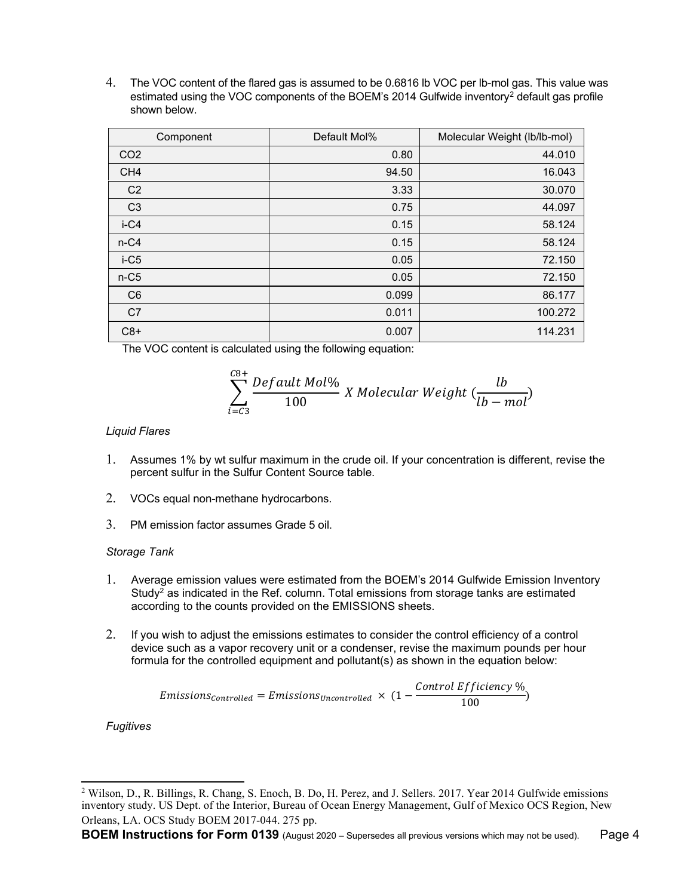4. The VOC content of the flared gas is assumed to be 0.6816 lb VOC per lb-mol gas. This value was estimated using the VOC components of the BOEM's 2014 Gulfwide inventory[2] default gas profile shown below.

| Component | Default Mol% | Molecular Weight (lb/lb-mol) |
|---|---|---|
| $CO_2$ | 0.80 | 44.010 |
| $CH_4$ | 94.50 | 16.043 |
| C2 | 3.33 | 30.070 |
| C3 | 0.75 | 44.097 |
| i-C4 | 0.15 | 58.124 |
| n-C4 | 0.15 | 58.124 |
| i-C5 | 0.05 | 72.150 |
| n-C5 | 0.05 | 72.150 |
| C6 | 0.099 | 86.177 |
| C7 | 0.011 | 100.272 |
| C8+ | 0.007 | 114.231 |

The VOC content is calculated using the following equation:

$$\sum_{i=C3}^{C8+} \frac{Default\ Mol\%}{100}\ X\ Molecular\ Weight\ (\frac{lb}{lb-mol})$$

*Liquid Flares*

1. Assumes 1% by wt sulfur maximum in the crude oil. If your concentration is different, revise the percent sulfur in the Sulfur Content Source table.
2. VOCs equal non-methane hydrocarbons.
3. PM emission factor assumes Grade 5 oil.

*Storage Tank*

1. Average emission values were estimated from the BOEM's 2014 Gulfwide Emission Inventory Study[2] as indicated in the Ref. column. Total emissions from storage tanks are estimated according to the counts provided on the EMISSIONS sheets.
2. If you wish to adjust the emissions estimates to consider the control efficiency of a control device such as a vapor recovery unit or a condenser, revise the maximum pounds per hour formula for the controlled equipment and pollutant(s) as shown in the equation below:

$$Emissions_{Controlled} = Emissions_{Uncontrolled} \times (1 - \frac{Control\ Efficiency\ \%}{100})$$

*Fugitives*

---

[2] Wilson, D., R. Billings, R. Chang, S. Enoch, B. Do, H. Perez, and J. Sellers. 2017. Year 2014 Gulfwide emissions inventory study. US Dept. of the Interior, Bureau of Ocean Energy Management, Gulf of Mexico OCS Region, New Orleans, LA. OCS Study BOEM 2017-044. 275 pp.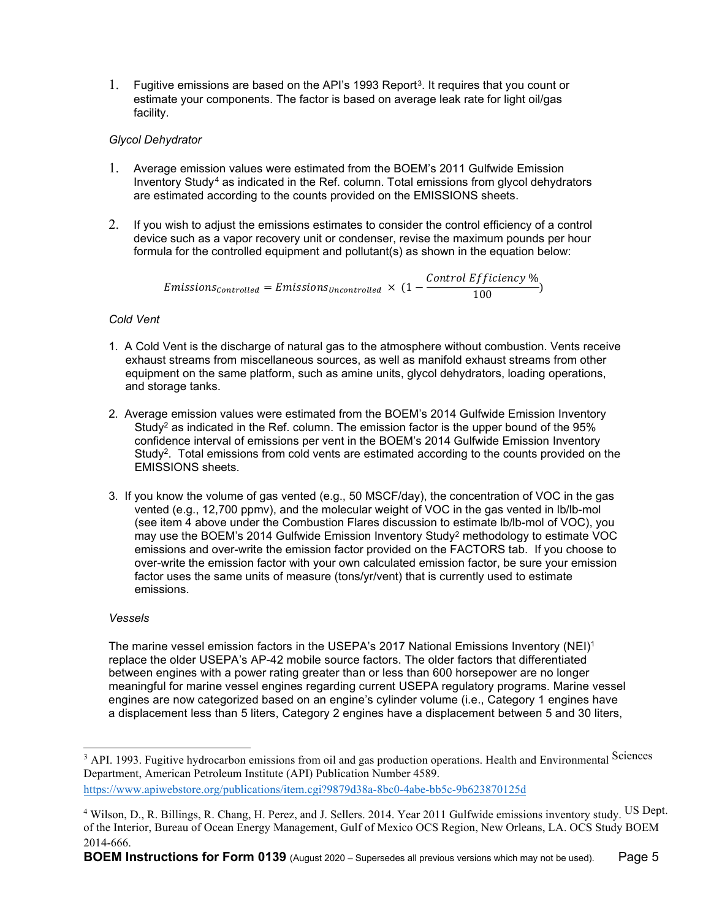1. Fugitive emissions are based on the API's 1993 Report[3]. It requires that you count or estimate your components. The factor is based on average leak rate for light oil/gas facility.

*Glycol Dehydrator*

1. Average emission values were estimated from the BOEM's 2011 Gulfwide Emission Inventory Study[4] as indicated in the Ref. column. Total emissions from glycol dehydrators are estimated according to the counts provided on the EMISSIONS sheets.

2. If you wish to adjust the emissions estimates to consider the control efficiency of a control device such as a vapor recovery unit or condenser, revise the maximum pounds per hour formula for the controlled equipment and pollutant(s) as shown in the equation below:

$$Emissions_{Controlled} = Emissions_{Uncontrolled} \times \left(1 - \frac{Control\ Efficiency\ \%}{100}\right)$$

*Cold Vent*

1. A Cold Vent is the discharge of natural gas to the atmosphere without combustion. Vents receive exhaust streams from miscellaneous sources, as well as manifold exhaust streams from other equipment on the same platform, such as amine units, glycol dehydrators, loading operations, and storage tanks.

2. Average emission values were estimated from the BOEM's 2014 Gulfwide Emission Inventory Study[2] as indicated in the Ref. column. The emission factor is the upper bound of the 95% confidence interval of emissions per vent in the BOEM's 2014 Gulfwide Emission Inventory Study[2]. Total emissions from cold vents are estimated according to the counts provided on the EMISSIONS sheets.

3. If you know the volume of gas vented (e.g., 50 MSCF/day), the concentration of VOC in the gas vented (e.g., 12,700 ppmv), and the molecular weight of VOC in the gas vented in lb/lb-mol (see item 4 above under the Combustion Flares discussion to estimate lb/lb-mol of VOC), you may use the BOEM's 2014 Gulfwide Emission Inventory Study[2] methodology to estimate VOC emissions and over-write the emission factor provided on the FACTORS tab. If you choose to over-write the emission factor with your own calculated emission factor, be sure your emission factor uses the same units of measure (tons/yr/vent) that is currently used to estimate emissions.

*Vessels*

The marine vessel emission factors in the USEPA's 2017 National Emissions Inventory (NEI)[1] replace the older USEPA's AP-42 mobile source factors. The older factors that differentiated between engines with a power rating greater than or less than 600 horsepower are no longer meaningful for marine vessel engines regarding current USEPA regulatory programs. Marine vessel engines are now categorized based on an engine's cylinder volume (i.e., Category 1 engines have a displacement less than 5 liters, Category 2 engines have a displacement between 5 and 30 liters,

---

[3] API. 1993. Fugitive hydrocarbon emissions from oil and gas production operations. Health and Environmental Sciences Department, American Petroleum Institute (API) Publication Number 4589. https://www.apiwebstore.org/publications/item.cgi?9879d38a-8bc0-4abe-bb5c-9b623870125d

[4] Wilson, D., R. Billings, R. Chang, H. Perez, and J. Sellers. 2014. Year 2011 Gulfwide emissions inventory study. US Dept. of the Interior, Bureau of Ocean Energy Management, Gulf of Mexico OCS Region, New Orleans, LA. OCS Study BOEM 2014-666.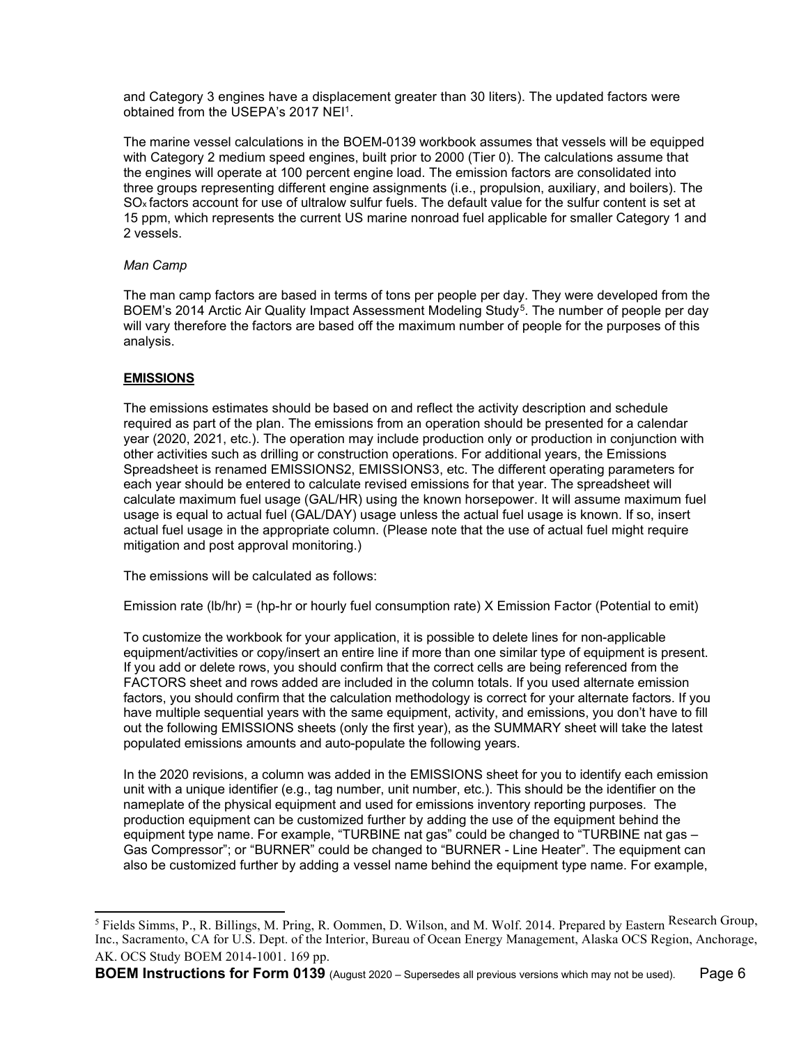and Category 3 engines have a displacement greater than 30 liters). The updated factors were obtained from the USEPA's 2017 NEI[1].

The marine vessel calculations in the BOEM-0139 workbook assumes that vessels will be equipped with Category 2 medium speed engines, built prior to 2000 (Tier 0). The calculations assume that the engines will operate at 100 percent engine load. The emission factors are consolidated into three groups representing different engine assignments (i.e., propulsion, auxiliary, and boilers). The $SO_x$ factors account for use of ultralow sulfur fuels. The default value for the sulfur content is set at 15 ppm, which represents the current US marine nonroad fuel applicable for smaller Category 1 and 2 vessels.

*Man Camp*

The man camp factors are based in terms of tons per people per day. They were developed from the BOEM's 2014 Arctic Air Quality Impact Assessment Modeling Study[5]. The number of people per day will vary therefore the factors are based off the maximum number of people for the purposes of this analysis.

**EMISSIONS**

The emissions estimates should be based on and reflect the activity description and schedule required as part of the plan. The emissions from an operation should be presented for a calendar year (2020, 2021, etc.). The operation may include production only or production in conjunction with other activities such as drilling or construction operations. For additional years, the Emissions Spreadsheet is renamed EMISSIONS2, EMISSIONS3, etc. The different operating parameters for each year should be entered to calculate revised emissions for that year. The spreadsheet will calculate maximum fuel usage (GAL/HR) using the known horsepower. It will assume maximum fuel usage is equal to actual fuel (GAL/DAY) usage unless the actual fuel usage is known. If so, insert actual fuel usage in the appropriate column. (Please note that the use of actual fuel might require mitigation and post approval monitoring.)

The emissions will be calculated as follows:

Emission rate (lb/hr) = (hp-hr or hourly fuel consumption rate) X Emission Factor (Potential to emit)

To customize the workbook for your application, it is possible to delete lines for non-applicable equipment/activities or copy/insert an entire line if more than one similar type of equipment is present. If you add or delete rows, you should confirm that the correct cells are being referenced from the FACTORS sheet and rows added are included in the column totals. If you used alternate emission factors, you should confirm that the calculation methodology is correct for your alternate factors. If you have multiple sequential years with the same equipment, activity, and emissions, you don't have to fill out the following EMISSIONS sheets (only the first year), as the SUMMARY sheet will take the latest populated emissions amounts and auto-populate the following years.

In the 2020 revisions, a column was added in the EMISSIONS sheet for you to identify each emission unit with a unique identifier (e.g., tag number, unit number, etc.). This should be the identifier on the nameplate of the physical equipment and used for emissions inventory reporting purposes. The production equipment can be customized further by adding the use of the equipment behind the equipment type name. For example, "TURBINE nat gas" could be changed to "TURBINE nat gas – Gas Compressor"; or "BURNER" could be changed to "BURNER - Line Heater". The equipment can also be customized further by adding a vessel name behind the equipment type name. For example,

---

[5] Fields Simms, P., R. Billings, M. Pring, R. Oommen, D. Wilson, and M. Wolf. 2014. Prepared by Eastern Research Group, Inc., Sacramento, CA for U.S. Dept. of the Interior, Bureau of Ocean Energy Management, Alaska OCS Region, Anchorage, AK. OCS Study BOEM 2014-1001. 169 pp.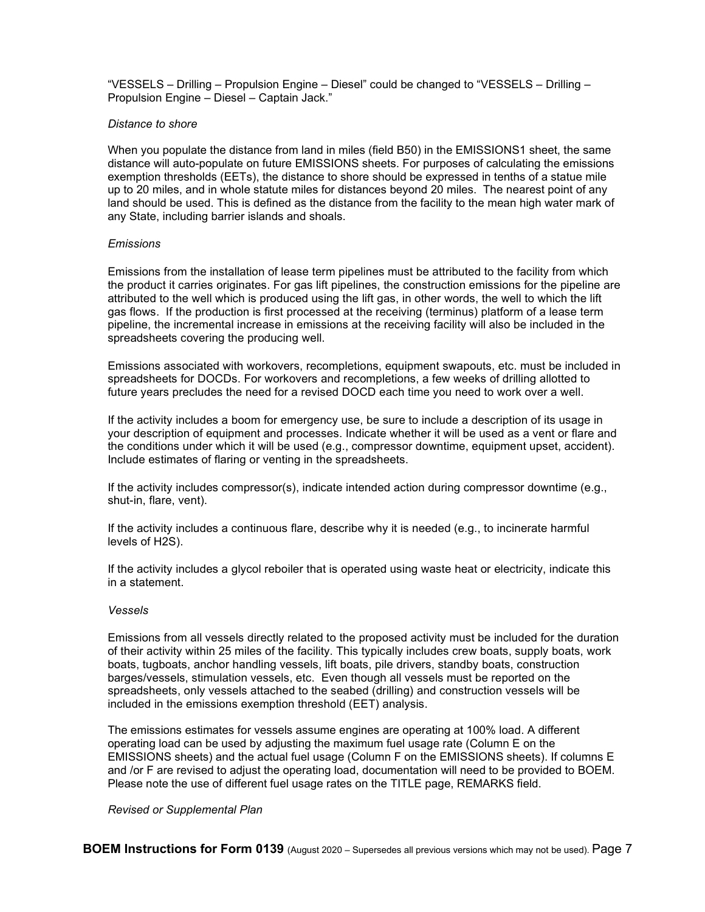"VESSELS – Drilling – Propulsion Engine – Diesel" could be changed to "VESSELS – Drilling – Propulsion Engine – Diesel – Captain Jack."

*Distance to shore*

When you populate the distance from land in miles (field B50) in the EMISSIONS1 sheet, the same distance will auto-populate on future EMISSIONS sheets. For purposes of calculating the emissions exemption thresholds (EETs), the distance to shore should be expressed in tenths of a statue mile up to 20 miles, and in whole statute miles for distances beyond 20 miles. The nearest point of any land should be used. This is defined as the distance from the facility to the mean high water mark of any State, including barrier islands and shoals.

*Emissions*

Emissions from the installation of lease term pipelines must be attributed to the facility from which the product it carries originates. For gas lift pipelines, the construction emissions for the pipeline are attributed to the well which is produced using the lift gas, in other words, the well to which the lift gas flows. If the production is first processed at the receiving (terminus) platform of a lease term pipeline, the incremental increase in emissions at the receiving facility will also be included in the spreadsheets covering the producing well.

Emissions associated with workovers, recompletions, equipment swapouts, etc. must be included in spreadsheets for DOCDs. For workovers and recompletions, a few weeks of drilling allotted to future years precludes the need for a revised DOCD each time you need to work over a well.

If the activity includes a boom for emergency use, be sure to include a description of its usage in your description of equipment and processes. Indicate whether it will be used as a vent or flare and the conditions under which it will be used (e.g., compressor downtime, equipment upset, accident). Include estimates of flaring or venting in the spreadsheets.

If the activity includes compressor(s), indicate intended action during compressor downtime (e.g., shut-in, flare, vent).

If the activity includes a continuous flare, describe why it is needed (e.g., to incinerate harmful levels of $H_2S$).

If the activity includes a glycol reboiler that is operated using waste heat or electricity, indicate this in a statement.

*Vessels*

Emissions from all vessels directly related to the proposed activity must be included for the duration of their activity within 25 miles of the facility. This typically includes crew boats, supply boats, work boats, tugboats, anchor handling vessels, lift boats, pile drivers, standby boats, construction barges/vessels, stimulation vessels, etc. Even though all vessels must be reported on the spreadsheets, only vessels attached to the seabed (drilling) and construction vessels will be included in the emissions exemption threshold (EET) analysis.

The emissions estimates for vessels assume engines are operating at 100% load. A different operating load can be used by adjusting the maximum fuel usage rate (Column E on the EMISSIONS sheets) and the actual fuel usage (Column F on the EMISSIONS sheets). If columns E and /or F are revised to adjust the operating load, documentation will need to be provided to BOEM. Please note the use of different fuel usage rates on the TITLE page, REMARKS field.

*Revised or Supplemental Plan*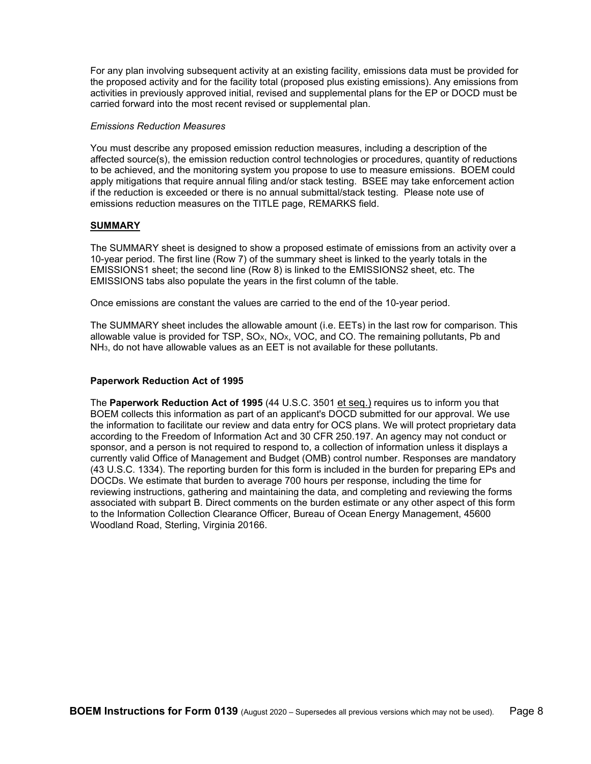For any plan involving subsequent activity at an existing facility, emissions data must be provided for the proposed activity and for the facility total (proposed plus existing emissions). Any emissions from activities in previously approved initial, revised and supplemental plans for the EP or DOCD must be carried forward into the most recent revised or supplemental plan.

*Emissions Reduction Measures*

You must describe any proposed emission reduction measures, including a description of the affected source(s), the emission reduction control technologies or procedures, quantity of reductions to be achieved, and the monitoring system you propose to use to measure emissions. BOEM could apply mitigations that require annual filing and/or stack testing. BSEE may take enforcement action if the reduction is exceeded or there is no annual submittal/stack testing. Please note use of emissions reduction measures on the TITLE page, REMARKS field.

## SUMMARY

The SUMMARY sheet is designed to show a proposed estimate of emissions from an activity over a 10-year period. The first line (Row 7) of the summary sheet is linked to the yearly totals in the EMISSIONS1 sheet; the second line (Row 8) is linked to the EMISSIONS2 sheet, etc. The EMISSIONS tabs also populate the years in the first column of the table.

Once emissions are constant the values are carried to the end of the 10-year period.

The SUMMARY sheet includes the allowable amount (i.e. EETs) in the last row for comparison. This allowable value is provided for TSP, $SO_X$, $NO_X$, VOC, and CO. The remaining pollutants, Pb and $NH_3$, do not have allowable values as an EET is not available for these pollutants.

### Paperwork Reduction Act of 1995

The **Paperwork Reduction Act of 1995** (44 U.S.C. 3501 et seq.) requires us to inform you that BOEM collects this information as part of an applicant's DOCD submitted for our approval. We use the information to facilitate our review and data entry for OCS plans. We will protect proprietary data according to the Freedom of Information Act and 30 CFR 250.197. An agency may not conduct or sponsor, and a person is not required to respond to, a collection of information unless it displays a currently valid Office of Management and Budget (OMB) control number. Responses are mandatory (43 U.S.C. 1334). The reporting burden for this form is included in the burden for preparing EPs and DOCDs. We estimate that burden to average 700 hours per response, including the time for reviewing instructions, gathering and maintaining the data, and completing and reviewing the forms associated with subpart B. Direct comments on the burden estimate or any other aspect of this form to the Information Collection Clearance Officer, Bureau of Ocean Energy Management, 45600 Woodland Road, Sterling, Virginia 20166.